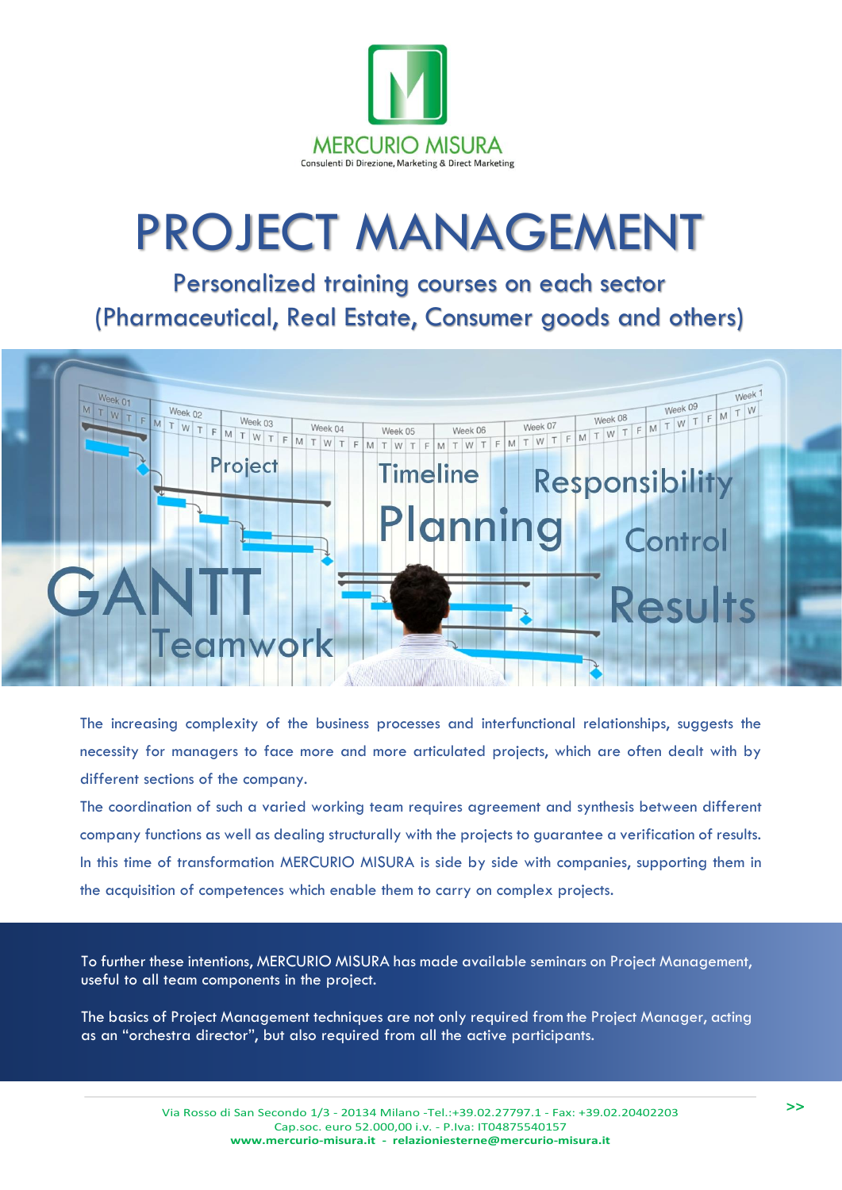MERCURIO MISURA

Consulenti Di Direzione, Marketing & Direct Marketing

# PROJECT MANAGEMENT

## Personalized training courses on each sector (Pharmaceutical, Real Estate, Consumer goods and others)

The increasing complexity of the business processes and interfunctional relationships, suggests the necessity for managers to face more and more articulated projects, which are often dealt with by different sections of the company.

The coordination of such a varied working team requires agreement and synthesis between different company functions as well as dealing structurally with the projects to guarantee a verification of results.

In this time of transformation MERCURIO MISURA is side by side with companies, supporting them in the acquisition of competences which enable them to carry on complex projects.

To further these intentions, MERCURIO MISURA has made available seminars on Project Management, useful to all team components in the project.

The basics of Project Management techniques are not only required from the Project Manager, acting as an “orchestra director”, but also required from all the active participants.

Via Rosso di San Secondo 1/3 - 20134 Milano -Tel.:+39.02.27797.1 - Fax: +39.02.20402203
Cap.soc. euro 52.000,00 i.v. - P.Iva: IT04875540157
**www.mercurio-misura.it - relazioniesterne@mercurio-misura.it**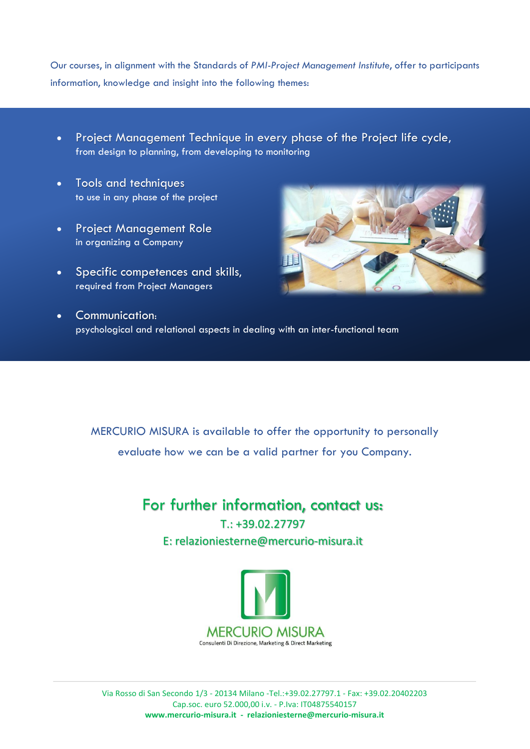Our courses, in alignment with the Standards of *PMI-Project Management Institute*, offer to participants information, knowledge and insight into the following themes:

- Project Management Technique in every phase of the Project life cycle,
  from design to planning, from developing to monitoring
- Tools and techniques
  to use in any phase of the project
- Project Management Role
  in organizing a Company
- Specific competences and skills,
  required from Project Managers
- Communication:
  psychological and relational aspects in dealing with an inter-functional team

MERCURIO MISURA is available to offer the opportunity to personally evaluate how we can be a valid partner for you Company.

## For further information, contact us:

T.: +39.02.27797

E: relazioniesterne@mercurio-misura.it

MERCURIO MISURA

Consulenti Di Direzione, Marketing & Direct Marketing

Via Rosso di San Secondo 1/3 - 20134 Milano -Tel.:+39.02.27797.1 - Fax: +39.02.20402203
Cap.soc. euro 52.000,00 i.v. - P.Iva: IT04875540157
**www.mercurio-misura.it - relazioniesterne@mercurio-misura.it**